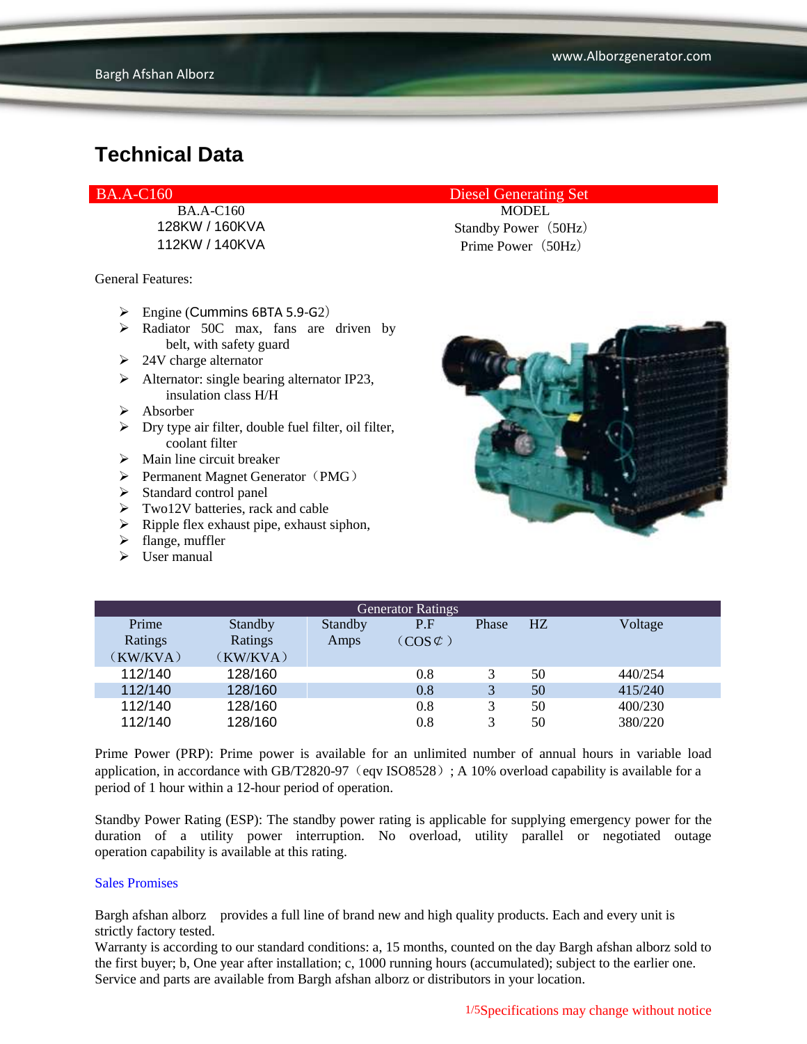# Technical Data

| BA.A-C160 | Diesel Generating Set |
|---|---|
| BA.A-C160 | MODEL |
| 128KW / 160KVA | Standby Power（50Hz） |
| 112KW / 140KVA | Prime Power（50Hz） |

General Features:

- Engine (Cummins 6BTA 5.9-G2）
- Radiator 50C max, fans are driven by belt, with safety guard
- 24V charge alternator
- Alternator: single bearing alternator IP23, insulation class H/H
- Absorber
- Dry type air filter, double fuel filter, oil filter, coolant filter
- Main line circuit breaker
- Permanent Magnet Generator（PMG）
- Standard control panel
- Two12V batteries, rack and cable
- Ripple flex exhaust pipe, exhaust siphon,
- flange, muffler
- User manual

| Generator Ratings | | | | | | |
|---|---|---|---|---|---|---|
| Prime Ratings（KW/KVA） | Standby Ratings（KW/KVA） | Standby Amps | P.F（COS¢） | Phase | HZ | Voltage |
| 112/140 | 128/160 | | 0.8 | 3 | 50 | 440/254 |
| 112/140 | 128/160 | | 0.8 | 3 | 50 | 415/240 |
| 112/140 | 128/160 | | 0.8 | 3 | 50 | 400/230 |
| 112/140 | 128/160 | | 0.8 | 3 | 50 | 380/220 |

Prime Power (PRP): Prime power is available for an unlimited number of annual hours in variable load application, in accordance with GB/T2820-97（eqv ISO8528）; A 10% overload capability is available for a period of 1 hour within a 12-hour period of operation.

Standby Power Rating (ESP): The standby power rating is applicable for supplying emergency power for the duration of a utility power interruption. No overload, utility parallel or negotiated outage operation capability is available at this rating.

Sales Promises

Bargh afshan alborz provides a full line of brand new and high quality products. Each and every unit is strictly factory tested.
Warranty is according to our standard conditions: a, 15 months, counted on the day Bargh afshan alborz sold to the first buyer; b, One year after installation; c, 1000 running hours (accumulated); subject to the earlier one. Service and parts are available from Bargh afshan alborz or distributors in your location.

Specifications may change without notice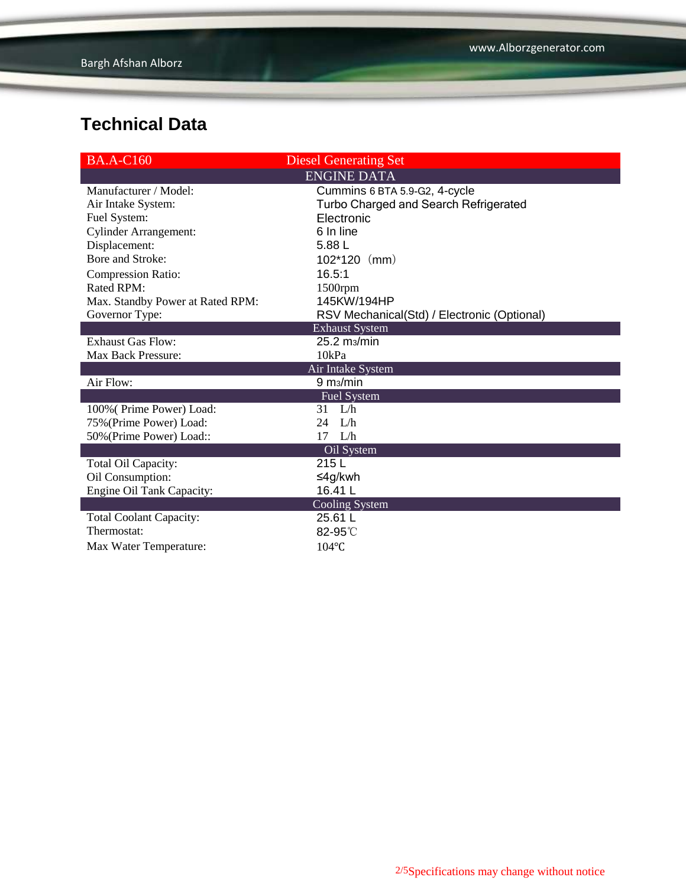# Technical Data

| BA.A-C160 | Diesel Generating Set |
|---|---|
| **ENGINE DATA** | |
| Manufacturer / Model: | Cummins 6 BTA 5.9-G2, 4-cycle |
| Air Intake System: | Turbo Charged and Search Refrigerated |
| Fuel System: | Electronic |
| Cylinder Arrangement: | 6 In line |
| Displacement: | 5.88 L |
| Bore and Stroke: | 102*120（mm） |
| Compression Ratio: | 16.5:1 |
| Rated RPM: | 1500rpm |
| Max. Standby Power at Rated RPM: | 145KW/194HP |
| Governor Type: | RSV Mechanical(Std) / Electronic (Optional) |
| **Exhaust System** | |
| Exhaust Gas Flow: | 25.2 $m^3$/min |
| Max Back Pressure: | 10kPa |
| **Air Intake System** | |
| Air Flow: | 9 $m^3$/min |
| **Fuel System** | |
| 100%( Prime Power) Load: | 31 L/h |
| 75%(Prime Power) Load: | 24 L/h |
| 50%(Prime Power) Load:: | 17 L/h |
| **Oil System** | |
| Total Oil Capacity: | 215 L |
| Oil Consumption: | ≤4g/kwh |
| Engine Oil Tank Capacity: | 16.41 L |
| **Cooling System** | |
| Total Coolant Capacity: | 25.61 L |
| Thermostat: | 82-95℃ |
| Max Water Temperature: | 104℃ |

Specifications may change without notice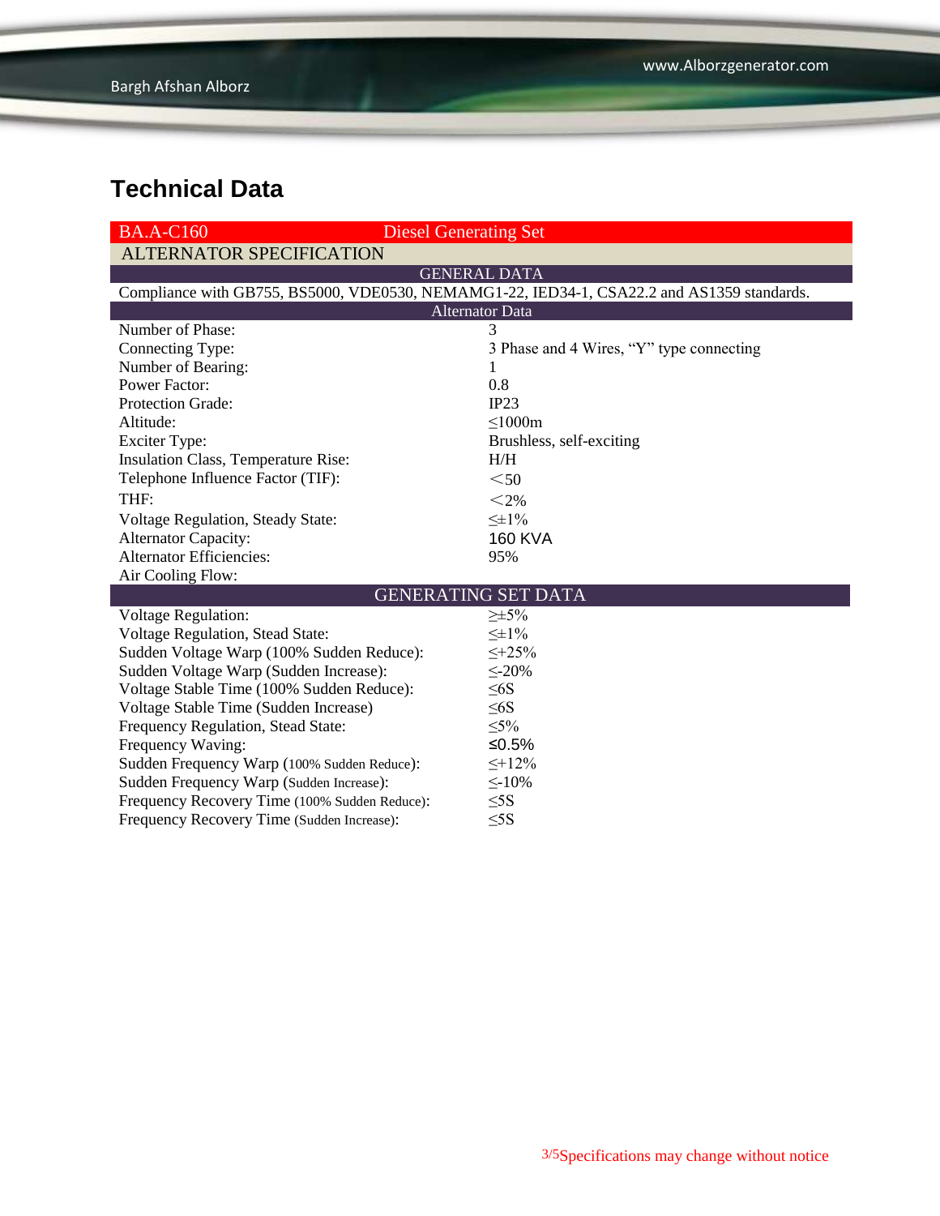# Technical Data

| BA.A-C160 | Diesel Generating Set |
|---|---|
| ALTERNATOR SPECIFICATION | |
| GENERAL DATA | |
| Compliance with GB755, BS5000, VDE0530, NEMAMG1-22, IED34-1, CSA22.2 and AS1359 standards. | |
| Alternator Data | |
| Number of Phase: | 3 |
| Connecting Type: | 3 Phase and 4 Wires, “Y” type connecting |
| Number of Bearing: | 1 |
| Power Factor: | 0.8 |
| Protection Grade: | IP23 |
| Altitude: | ≤1000m |
| Exciter Type: | Brushless, self-exciting |
| Insulation Class, Temperature Rise: | H/H |
| Telephone Influence Factor (TIF): | ＜50 |
| THF: | ＜2% |
| Voltage Regulation, Steady State: | ≤±1% |
| Alternator Capacity: | 160 KVA |
| Alternator Efficiencies: | 95% |
| Air Cooling Flow: | |
| GENERATING SET DATA | |
| Voltage Regulation: | ≥±5% |
| Voltage Regulation, Stead State: | ≤±1% |
| Sudden Voltage Warp (100% Sudden Reduce): | ≤+25% |
| Sudden Voltage Warp (Sudden Increase): | ≤-20% |
| Voltage Stable Time (100% Sudden Reduce): | ≤6S |
| Voltage Stable Time (Sudden Increase) | ≤6S |
| Frequency Regulation, Stead State: | ≤5% |
| Frequency Waving: | ≤0.5% |
| Sudden Frequency Warp (100% Sudden Reduce): | ≤+12% |
| Sudden Frequency Warp (Sudden Increase): | ≤-10% |
| Frequency Recovery Time (100% Sudden Reduce): | ≤5S |
| Frequency Recovery Time (Sudden Increase): | ≤5S |

Specifications may change without notice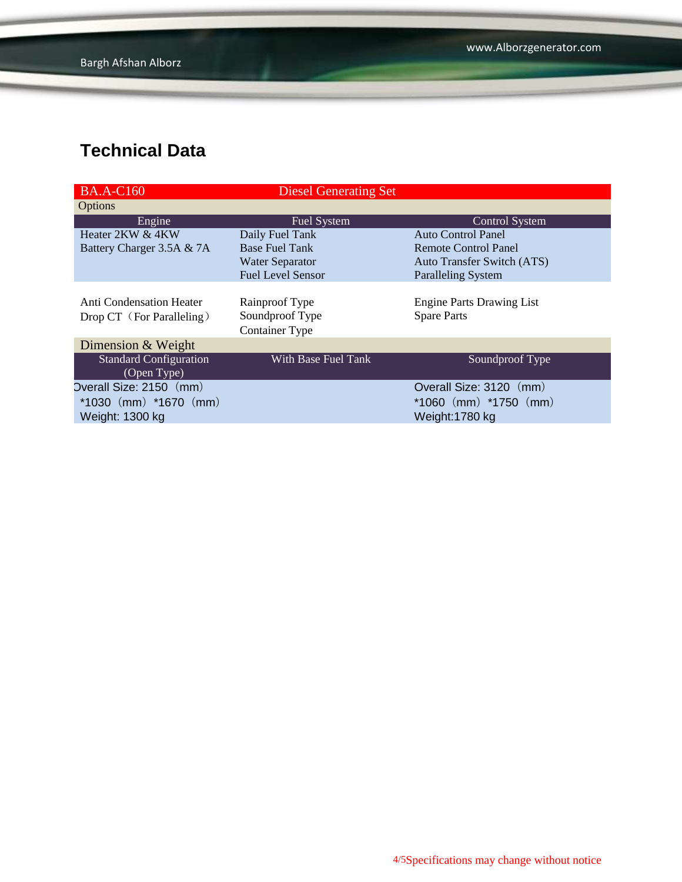## Technical Data

| BA.A-C160 | Diesel Generating Set | |
|---|---|---|
| Options | | |
| Engine | Fuel System | Control System |
| Heater 2KW & 4KW<br>Battery Charger 3.5A & 7A | Daily Fuel Tank<br>Base Fuel Tank<br>Water Separator<br>Fuel Level Sensor | Auto Control Panel<br>Remote Control Panel<br>Auto Transfer Switch (ATS)<br>Paralleling System |
| Anti Condensation Heater<br>Drop CT（For Paralleling） | Rainproof Type<br>Soundproof Type<br>Container Type | Engine Parts Drawing List<br>Spare Parts |
| Dimension & Weight | | |
| Standard Configuration (Open Type) | With Base Fuel Tank | Soundproof Type |
| Overall Size: 2150（mm）*1030（mm）*1670（mm）<br>Weight: 1300 kg | | Overall Size: 3120（mm）*1060（mm）*1750（mm）<br>Weight:1780 kg |

Specifications may change without notice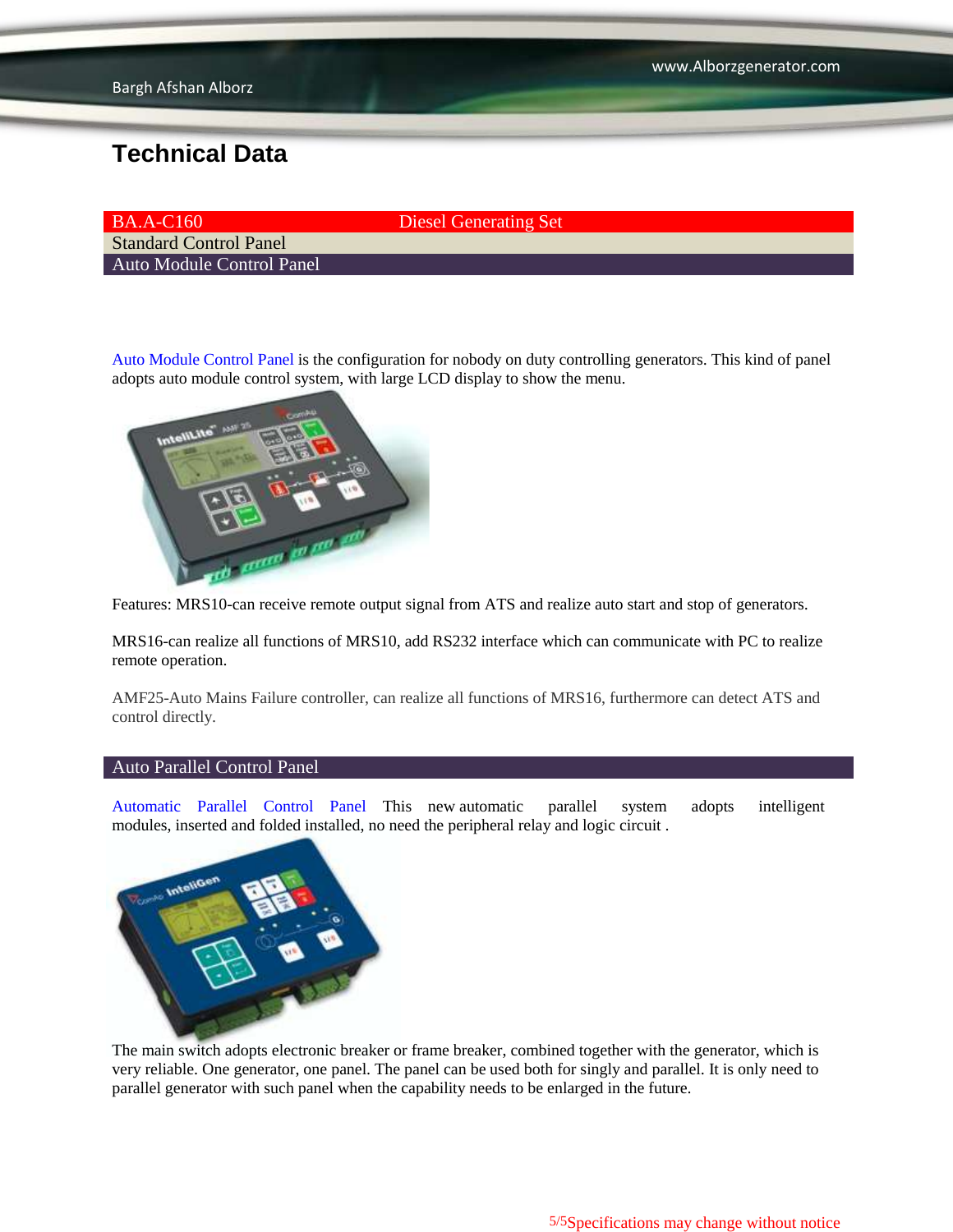# Technical Data

| BA.A-C160 | Diesel Generating Set |
|---|---|
| Standard Control Panel | |
| Auto Module Control Panel | |

Auto Module Control Panel is the configuration for nobody on duty controlling generators. This kind of panel adopts auto module control system, with large LCD display to show the menu.

Features: MRS10-can receive remote output signal from ATS and realize auto start and stop of generators.

MRS16-can realize all functions of MRS10, add RS232 interface which can communicate with PC to realize remote operation.

AMF25-Auto Mains Failure controller, can realize all functions of MRS16, furthermore can detect ATS and control directly.

## Auto Parallel Control Panel

Automatic Parallel Control Panel This new automatic parallel system adopts intelligent modules, inserted and folded installed, no need the peripheral relay and logic circuit .

The main switch adopts electronic breaker or frame breaker, combined together with the generator, which is very reliable. One generator, one panel. The panel can be used both for singly and parallel. It is only need to parallel generator with such panel when the capability needs to be enlarged in the future.

Specifications may change without notice